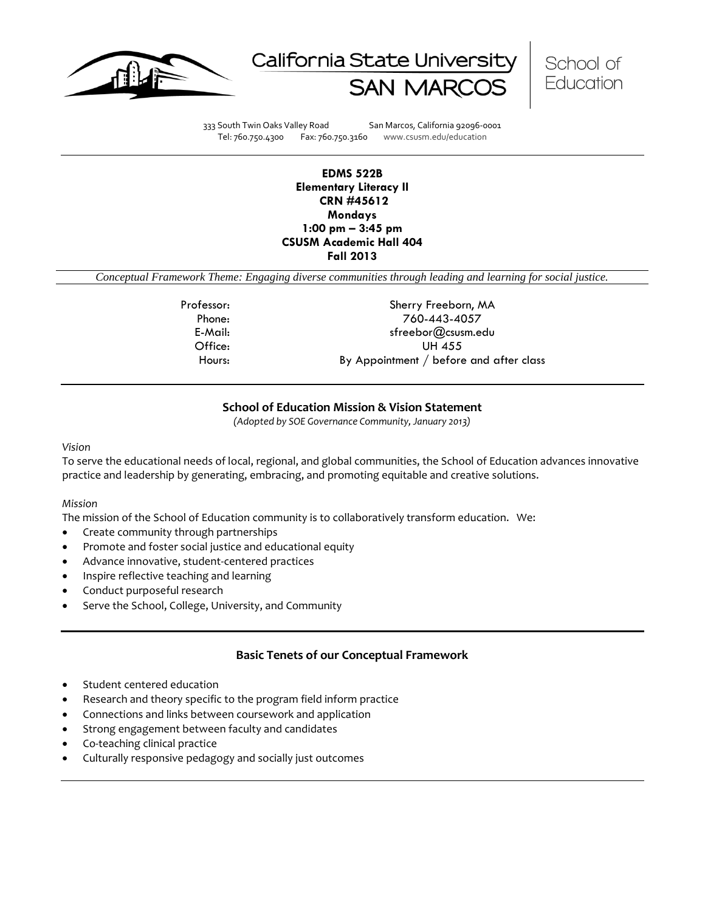California State University SAN MARCOS | School of Education

333 South Twin Oaks Valley Road San Marcos, California 92096-0001
Tel: 760.750.4300 Fax: 760.750.3160 www.csusm.edu/education

**EDMS 522B**
**Elementary Literacy II**
**CRN #45612**
**Mondays**
**1:00 pm – 3:45 pm**
**CSUSM Academic Hall 404**
**Fall 2013**

*Conceptual Framework Theme: Engaging diverse communities through leading and learning for social justice.*

| | |
|---|---|
| Professor: | Sherry Freeborn, MA |
| Phone: | 760-443-4057 |
| E-Mail: | sfreebor@csusm.edu |
| Office: | UH 455 |
| Hours: | By Appointment / before and after class |

## School of Education Mission & Vision Statement

*(Adopted by SOE Governance Community, January 2013)*

*Vision*

To serve the educational needs of local, regional, and global communities, the School of Education advances innovative practice and leadership by generating, embracing, and promoting equitable and creative solutions.

*Mission*

The mission of the School of Education community is to collaboratively transform education. We:

- Create community through partnerships
- Promote and foster social justice and educational equity
- Advance innovative, student-centered practices
- Inspire reflective teaching and learning
- Conduct purposeful research
- Serve the School, College, University, and Community

## Basic Tenets of our Conceptual Framework

- Student centered education
- Research and theory specific to the program field inform practice
- Connections and links between coursework and application
- Strong engagement between faculty and candidates
- Co-teaching clinical practice
- Culturally responsive pedagogy and socially just outcomes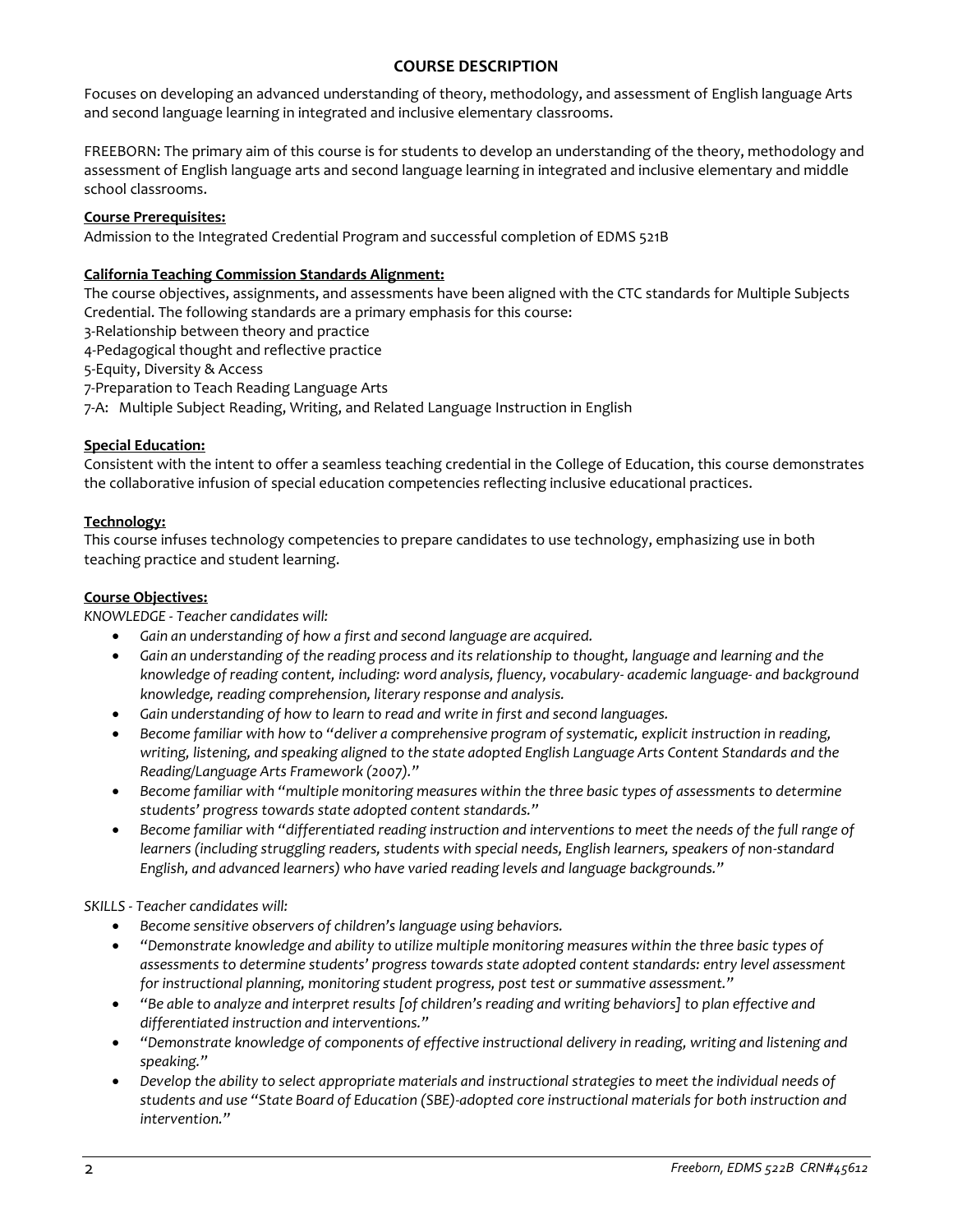## COURSE DESCRIPTION

Focuses on developing an advanced understanding of theory, methodology, and assessment of English language Arts and second language learning in integrated and inclusive elementary classrooms.

FREEBORN: The primary aim of this course is for students to develop an understanding of the theory, methodology and assessment of English language arts and second language learning in integrated and inclusive elementary and middle school classrooms.

**Course Prerequisites:**

Admission to the Integrated Credential Program and successful completion of EDMS 521B

**California Teaching Commission Standards Alignment:**

The course objectives, assignments, and assessments have been aligned with the CTC standards for Multiple Subjects Credential. The following standards are a primary emphasis for this course:

3-Relationship between theory and practice
4-Pedagogical thought and reflective practice
5-Equity, Diversity & Access
7-Preparation to Teach Reading Language Arts
7-A: Multiple Subject Reading, Writing, and Related Language Instruction in English

**Special Education:**

Consistent with the intent to offer a seamless teaching credential in the College of Education, this course demonstrates the collaborative infusion of special education competencies reflecting inclusive educational practices.

**Technology:**

This course infuses technology competencies to prepare candidates to use technology, emphasizing use in both teaching practice and student learning.

**Course Objectives:**

*KNOWLEDGE - Teacher candidates will:*

- *Gain an understanding of how a first and second language are acquired.*
- *Gain an understanding of the reading process and its relationship to thought, language and learning and the knowledge of reading content, including: word analysis, fluency, vocabulary- academic language- and background knowledge, reading comprehension, literary response and analysis.*
- *Gain understanding of how to learn to read and write in first and second languages.*
- *Become familiar with how to "deliver a comprehensive program of systematic, explicit instruction in reading, writing, listening, and speaking aligned to the state adopted English Language Arts Content Standards and the Reading/Language Arts Framework (2007)."*
- *Become familiar with "multiple monitoring measures within the three basic types of assessments to determine students' progress towards state adopted content standards."*
- *Become familiar with "differentiated reading instruction and interventions to meet the needs of the full range of learners (including struggling readers, students with special needs, English learners, speakers of non-standard English, and advanced learners) who have varied reading levels and language backgrounds."*

*SKILLS - Teacher candidates will:*

- *Become sensitive observers of children's language using behaviors.*
- *"Demonstrate knowledge and ability to utilize multiple monitoring measures within the three basic types of assessments to determine students' progress towards state adopted content standards: entry level assessment for instructional planning, monitoring student progress, post test or summative assessment."*
- *"Be able to analyze and interpret results [of children's reading and writing behaviors] to plan effective and differentiated instruction and interventions."*
- *"Demonstrate knowledge of components of effective instructional delivery in reading, writing and listening and speaking."*
- *Develop the ability to select appropriate materials and instructional strategies to meet the individual needs of students and use "State Board of Education (SBE)-adopted core instructional materials for both instruction and intervention."*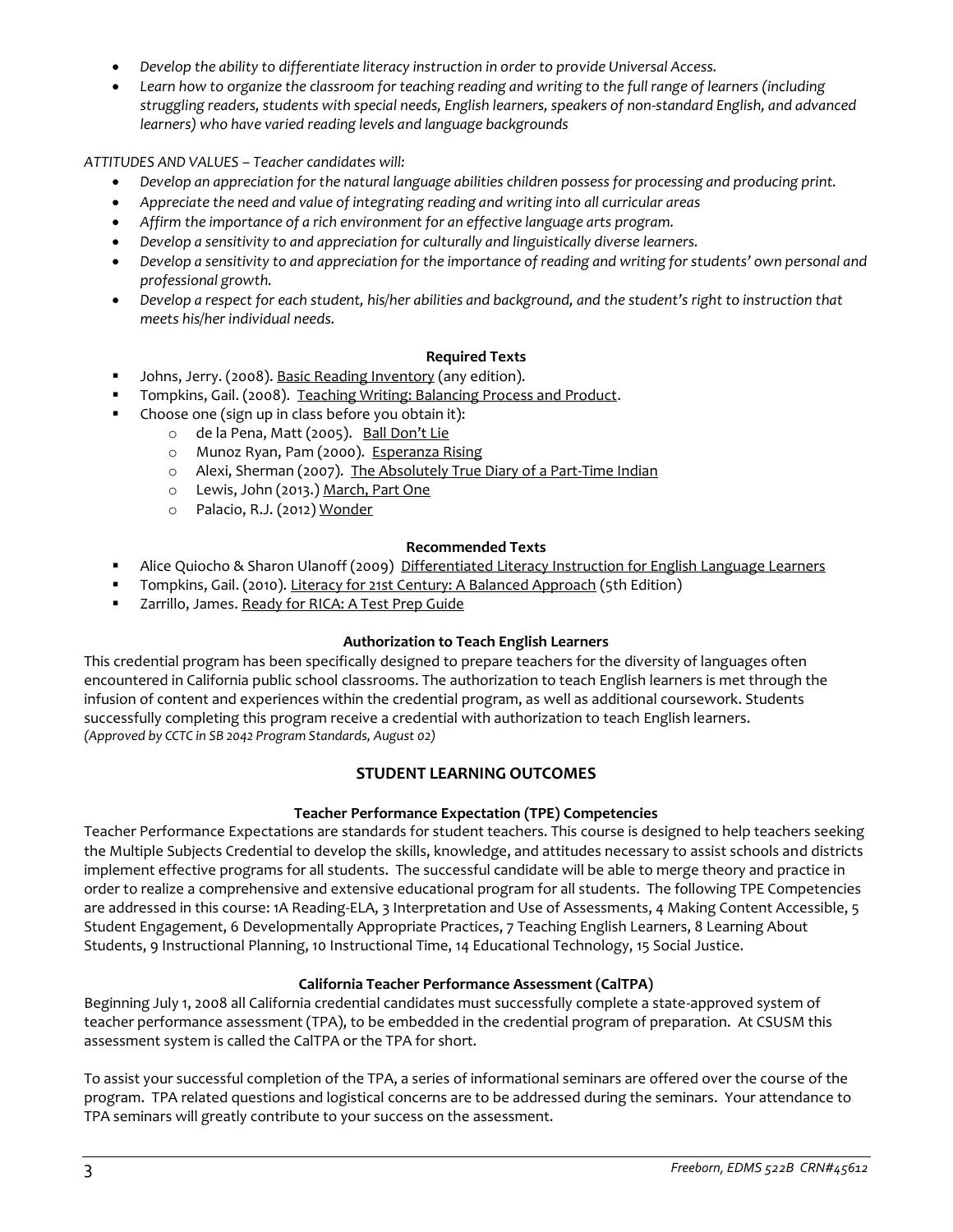- *Develop the ability to differentiate literacy instruction in order to provide Universal Access.*
- *Learn how to organize the classroom for teaching reading and writing to the full range of learners (including struggling readers, students with special needs, English learners, speakers of non-standard English, and advanced learners) who have varied reading levels and language backgrounds*

*ATTITUDES AND VALUES – Teacher candidates will:*

- *Develop an appreciation for the natural language abilities children possess for processing and producing print.*
- *Appreciate the need and value of integrating reading and writing into all curricular areas*
- *Affirm the importance of a rich environment for an effective language arts program.*
- *Develop a sensitivity to and appreciation for culturally and linguistically diverse learners.*
- *Develop a sensitivity to and appreciation for the importance of reading and writing for students' own personal and professional growth.*
- *Develop a respect for each student, his/her abilities and background, and the student's right to instruction that meets his/her individual needs.*

**Required Texts**

- Johns, Jerry. (2008). Basic Reading Inventory (any edition).
- Tompkins, Gail. (2008). Teaching Writing: Balancing Process and Product.
- Choose one (sign up in class before you obtain it):
  - de la Pena, Matt (2005). Ball Don't Lie
  - Munoz Ryan, Pam (2000). Esperanza Rising
  - Alexi, Sherman (2007). The Absolutely True Diary of a Part-Time Indian
  - Lewis, John (2013.) March, Part One
  - Palacio, R.J. (2012) Wonder

**Recommended Texts**

- Alice Quiocho & Sharon Ulanoff (2009) Differentiated Literacy Instruction for English Language Learners
- Tompkins, Gail. (2010). Literacy for 21st Century: A Balanced Approach (5th Edition)
- Zarrillo, James. Ready for RICA: A Test Prep Guide

**Authorization to Teach English Learners**

This credential program has been specifically designed to prepare teachers for the diversity of languages often encountered in California public school classrooms. The authorization to teach English learners is met through the infusion of content and experiences within the credential program, as well as additional coursework. Students successfully completing this program receive a credential with authorization to teach English learners.
*(Approved by CCTC in SB 2042 Program Standards, August 02)*

## STUDENT LEARNING OUTCOMES

**Teacher Performance Expectation (TPE) Competencies**

Teacher Performance Expectations are standards for student teachers. This course is designed to help teachers seeking the Multiple Subjects Credential to develop the skills, knowledge, and attitudes necessary to assist schools and districts implement effective programs for all students. The successful candidate will be able to merge theory and practice in order to realize a comprehensive and extensive educational program for all students. The following TPE Competencies are addressed in this course: 1A Reading-ELA, 3 Interpretation and Use of Assessments, 4 Making Content Accessible, 5 Student Engagement, 6 Developmentally Appropriate Practices, 7 Teaching English Learners, 8 Learning About Students, 9 Instructional Planning, 10 Instructional Time, 14 Educational Technology, 15 Social Justice.

**California Teacher Performance Assessment (CalTPA)**

Beginning July 1, 2008 all California credential candidates must successfully complete a state-approved system of teacher performance assessment (TPA), to be embedded in the credential program of preparation. At CSUSM this assessment system is called the CalTPA or the TPA for short.

To assist your successful completion of the TPA, a series of informational seminars are offered over the course of the program. TPA related questions and logistical concerns are to be addressed during the seminars. Your attendance to TPA seminars will greatly contribute to your success on the assessment.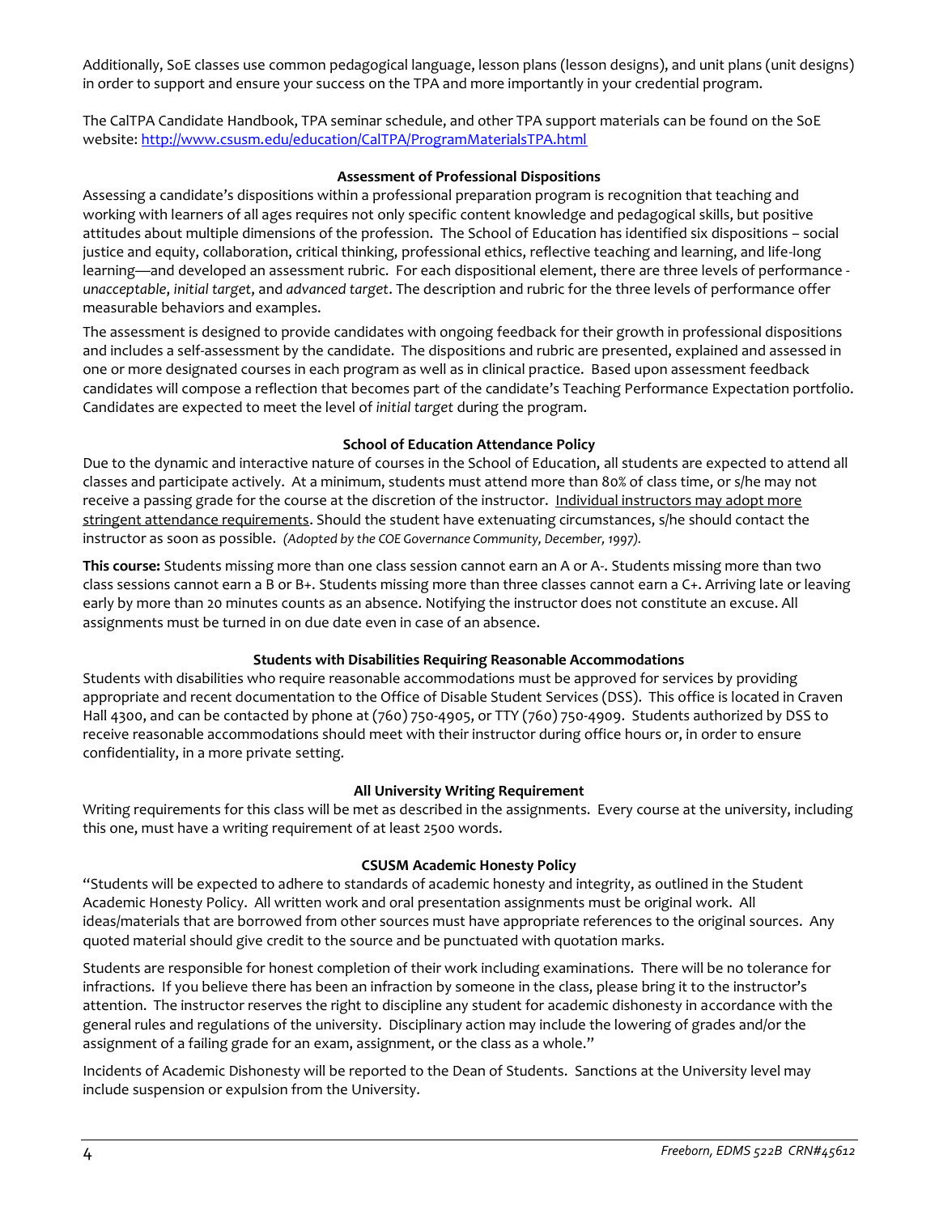Additionally, SoE classes use common pedagogical language, lesson plans (lesson designs), and unit plans (unit designs) in order to support and ensure your success on the TPA and more importantly in your credential program.

The CalTPA Candidate Handbook, TPA seminar schedule, and other TPA support materials can be found on the SoE website: http://www.csusm.edu/education/CalTPA/ProgramMaterialsTPA.html

### Assessment of Professional Dispositions

Assessing a candidate's dispositions within a professional preparation program is recognition that teaching and working with learners of all ages requires not only specific content knowledge and pedagogical skills, but positive attitudes about multiple dimensions of the profession. The School of Education has identified six dispositions – social justice and equity, collaboration, critical thinking, professional ethics, reflective teaching and learning, and life-long learning—and developed an assessment rubric. For each dispositional element, there are three levels of performance - *unacceptable*, *initial target*, and *advanced target*. The description and rubric for the three levels of performance offer measurable behaviors and examples.

The assessment is designed to provide candidates with ongoing feedback for their growth in professional dispositions and includes a self-assessment by the candidate. The dispositions and rubric are presented, explained and assessed in one or more designated courses in each program as well as in clinical practice. Based upon assessment feedback candidates will compose a reflection that becomes part of the candidate's Teaching Performance Expectation portfolio. Candidates are expected to meet the level of *initial target* during the program.

### School of Education Attendance Policy

Due to the dynamic and interactive nature of courses in the School of Education, all students are expected to attend all classes and participate actively. At a minimum, students must attend more than 80% of class time, or s/he may not receive a passing grade for the course at the discretion of the instructor. <u>Individual instructors may adopt more stringent attendance requirements</u>. Should the student have extenuating circumstances, s/he should contact the instructor as soon as possible. *(Adopted by the COE Governance Community, December, 1997).*

**This course:** Students missing more than one class session cannot earn an A or A-. Students missing more than two class sessions cannot earn a B or B+. Students missing more than three classes cannot earn a C+. Arriving late or leaving early by more than 20 minutes counts as an absence. Notifying the instructor does not constitute an excuse. All assignments must be turned in on due date even in case of an absence.

### Students with Disabilities Requiring Reasonable Accommodations

Students with disabilities who require reasonable accommodations must be approved for services by providing appropriate and recent documentation to the Office of Disable Student Services (DSS). This office is located in Craven Hall 4300, and can be contacted by phone at (760) 750-4905, or TTY (760) 750-4909. Students authorized by DSS to receive reasonable accommodations should meet with their instructor during office hours or, in order to ensure confidentiality, in a more private setting.

### All University Writing Requirement

Writing requirements for this class will be met as described in the assignments. Every course at the university, including this one, must have a writing requirement of at least 2500 words.

### CSUSM Academic Honesty Policy

"Students will be expected to adhere to standards of academic honesty and integrity, as outlined in the Student Academic Honesty Policy. All written work and oral presentation assignments must be original work. All ideas/materials that are borrowed from other sources must have appropriate references to the original sources. Any quoted material should give credit to the source and be punctuated with quotation marks.

Students are responsible for honest completion of their work including examinations. There will be no tolerance for infractions. If you believe there has been an infraction by someone in the class, please bring it to the instructor's attention. The instructor reserves the right to discipline any student for academic dishonesty in accordance with the general rules and regulations of the university. Disciplinary action may include the lowering of grades and/or the assignment of a failing grade for an exam, assignment, or the class as a whole."

Incidents of Academic Dishonesty will be reported to the Dean of Students. Sanctions at the University level may include suspension or expulsion from the University.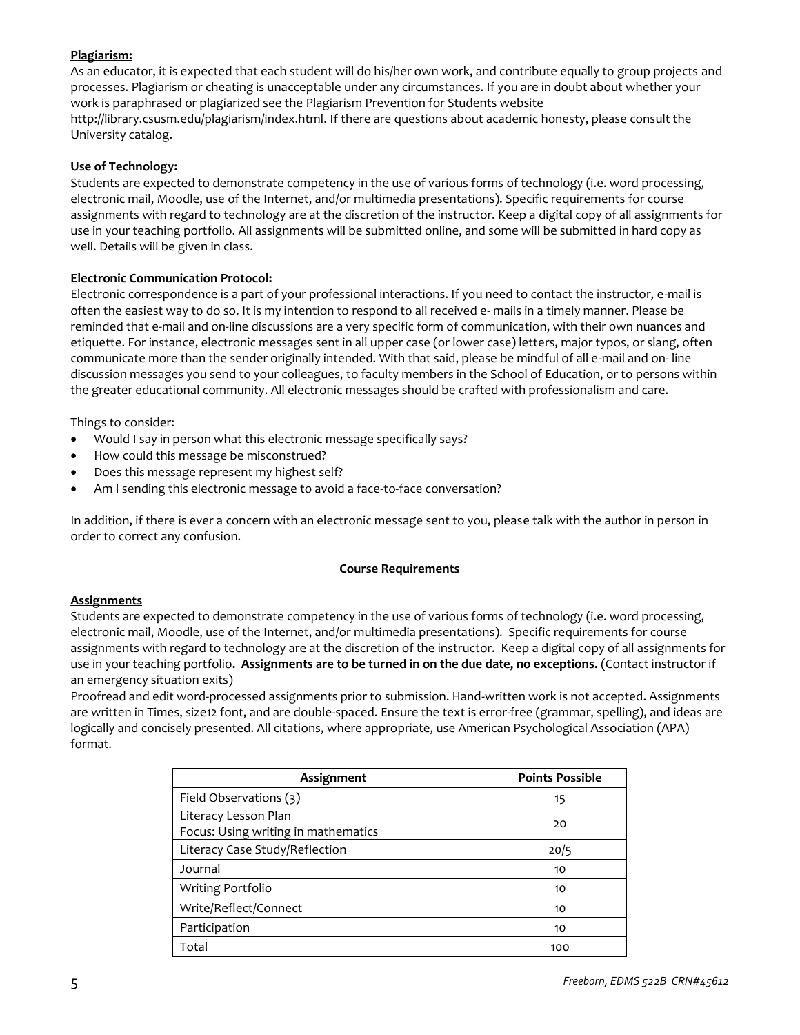**Plagiarism:**
As an educator, it is expected that each student will do his/her own work, and contribute equally to group projects and processes. Plagiarism or cheating is unacceptable under any circumstances. If you are in doubt about whether your work is paraphrased or plagiarized see the Plagiarism Prevention for Students website http://library.csusm.edu/plagiarism/index.html. If there are questions about academic honesty, please consult the University catalog.

**Use of Technology:**
Students are expected to demonstrate competency in the use of various forms of technology (i.e. word processing, electronic mail, Moodle, use of the Internet, and/or multimedia presentations). Specific requirements for course assignments with regard to technology are at the discretion of the instructor. Keep a digital copy of all assignments for use in your teaching portfolio. All assignments will be submitted online, and some will be submitted in hard copy as well. Details will be given in class.

**Electronic Communication Protocol:**
Electronic correspondence is a part of your professional interactions. If you need to contact the instructor, e-mail is often the easiest way to do so. It is my intention to respond to all received e- mails in a timely manner. Please be reminded that e-mail and on-line discussions are a very specific form of communication, with their own nuances and etiquette. For instance, electronic messages sent in all upper case (or lower case) letters, major typos, or slang, often communicate more than the sender originally intended. With that said, please be mindful of all e-mail and on- line discussion messages you send to your colleagues, to faculty members in the School of Education, or to persons within the greater educational community. All electronic messages should be crafted with professionalism and care.

Things to consider:

- Would I say in person what this electronic message specifically says?
- How could this message be misconstrued?
- Does this message represent my highest self?
- Am I sending this electronic message to avoid a face-to-face conversation?

In addition, if there is ever a concern with an electronic message sent to you, please talk with the author in person in order to correct any confusion.

**Course Requirements**

**Assignments**
Students are expected to demonstrate competency in the use of various forms of technology (i.e. word processing, electronic mail, Moodle, use of the Internet, and/or multimedia presentations). Specific requirements for course assignments with regard to technology are at the discretion of the instructor. Keep a digital copy of all assignments for use in your teaching portfolio**. Assignments are to be turned in on the due date, no exceptions.** (Contact instructor if an emergency situation exits)
Proofread and edit word-processed assignments prior to submission. Hand-written work is not accepted. Assignments are written in Times, size12 font, and are double-spaced. Ensure the text is error-free (grammar, spelling), and ideas are logically and concisely presented. All citations, where appropriate, use American Psychological Association (APA) format.

| Assignment | Points Possible |
|---|---|
| Field Observations (3) | 15 |
| Literacy Lesson Plan<br>Focus: Using writing in mathematics | 20 |
| Literacy Case Study/Reflection | 20/5 |
| Journal | 10 |
| Writing Portfolio | 10 |
| Write/Reflect/Connect | 10 |
| Participation | 10 |
| Total | 100 |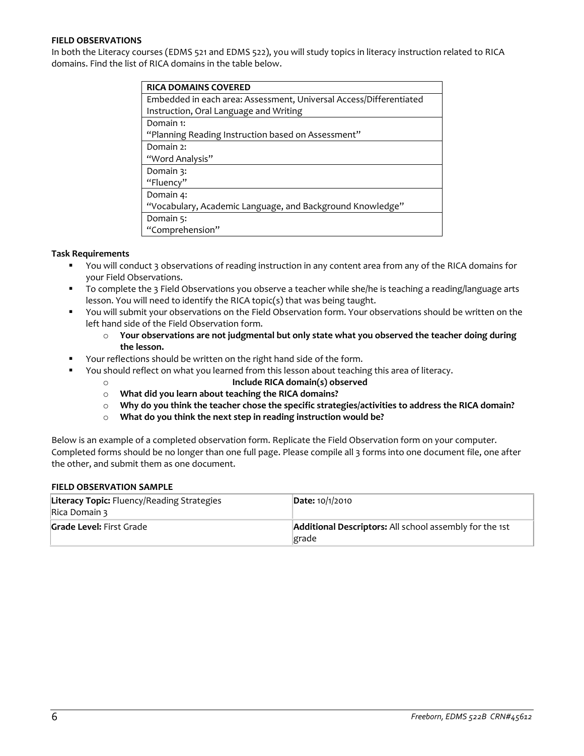**FIELD OBSERVATIONS**

In both the Literacy courses (EDMS 521 and EDMS 522), you will study topics in literacy instruction related to RICA domains. Find the list of RICA domains in the table below.

| RICA DOMAINS COVERED |
| --- |
| Embedded in each area: Assessment, Universal Access/Differentiated Instruction, Oral Language and Writing |
| Domain 1: "Planning Reading Instruction based on Assessment" |
| Domain 2: "Word Analysis" |
| Domain 3: "Fluency" |
| Domain 4: "Vocabulary, Academic Language, and Background Knowledge" |
| Domain 5: "Comprehension" |

**Task Requirements**

- You will conduct 3 observations of reading instruction in any content area from any of the RICA domains for your Field Observations.
- To complete the 3 Field Observations you observe a teacher while she/he is teaching a reading/language arts lesson. You will need to identify the RICA topic(s) that was being taught.
- You will submit your observations on the Field Observation form. Your observations should be written on the left hand side of the Field Observation form.
  - **Your observations are not judgmental but only state what you observed the teacher doing during the lesson.**
- Your reflections should be written on the right hand side of the form.
- You should reflect on what you learned from this lesson about teaching this area of literacy.
  - **Include RICA domain(s) observed**
  - **What did you learn about teaching the RICA domains?**
  - **Why do you think the teacher chose the specific strategies/activities to address the RICA domain?**
  - **What do you think the next step in reading instruction would be?**

Below is an example of a completed observation form. Replicate the Field Observation form on your computer. Completed forms should be no longer than one full page. Please compile all 3 forms into one document file, one after the other, and submit them as one document.

**FIELD OBSERVATION SAMPLE**

| **Literacy Topic:** Fluency/Reading Strategies Rica Domain 3 | **Date:** 10/1/2010 |
| --- | --- |
| **Grade Level:** First Grade | **Additional Descriptors:** All school assembly for the 1st grade |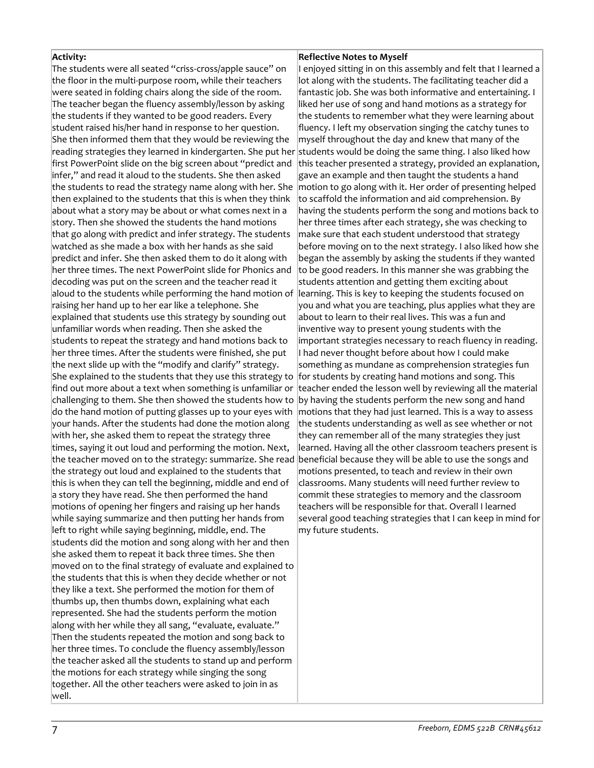| Activity: | Reflective Notes to Myself |
|---|---|
| The students were all seated "criss-cross/apple sauce" on the floor in the multi-purpose room, while their teachers were seated in folding chairs along the side of the room. The teacher began the fluency assembly/lesson by asking the students if they wanted to be good readers. Every student raised his/her hand in response to her question. She then informed them that they would be reviewing the reading strategies they learned in kindergarten. She put her first PowerPoint slide on the big screen about "predict and infer," and read it aloud to the students. She then asked the students to read the strategy name along with her. She then explained to the students that this is when they think about what a story may be about or what comes next in a story. Then she showed the students the hand motions that go along with predict and infer strategy. The students watched as she made a box with her hands as she said predict and infer. She then asked them to do it along with her three times. The next PowerPoint slide for Phonics and decoding was put on the screen and the teacher read it aloud to the students while performing the hand motion of raising her hand up to her ear like a telephone. She explained that students use this strategy by sounding out unfamiliar words when reading. Then she asked the students to repeat the strategy and hand motions back to her three times. After the students were finished, she put the next slide up with the "modify and clarify" strategy. She explained to the students that they use this strategy to find out more about a text when something is unfamiliar or challenging to them. She then showed the students how to do the hand motion of putting glasses up to your eyes with your hands. After the students had done the motion along with her, she asked them to repeat the strategy three times, saying it out loud and performing the motion. Next, the teacher moved on to the strategy: summarize. She read the strategy out loud and explained to the students that this is when they can tell the beginning, middle and end of a story they have read. She then performed the hand motions of opening her fingers and raising up her hands while saying summarize and then putting her hands from left to right while saying beginning, middle, end. The students did the motion and song along with her and then she asked them to repeat it back three times. She then moved on to the final strategy of evaluate and explained to the students that this is when they decide whether or not they like a text. She performed the motion for them of thumbs up, then thumbs down, explaining what each represented. She had the students perform the motion along with her while they all sang, "evaluate, evaluate." Then the students repeated the motion and song back to her three times. To conclude the fluency assembly/lesson the teacher asked all the students to stand up and perform the motions for each strategy while singing the song together. All the other teachers were asked to join in as well. | I enjoyed sitting in on this assembly and felt that I learned a lot along with the students. The facilitating teacher did a fantastic job. She was both informative and entertaining. I liked her use of song and hand motions as a strategy for the students to remember what they were learning about fluency. I left my observation singing the catchy tunes to myself throughout the day and knew that many of the students would be doing the same thing. I also liked how this teacher presented a strategy, provided an explanation, gave an example and then taught the students a hand motion to go along with it. Her order of presenting helped to scaffold the information and aid comprehension. By having the students perform the song and motions back to her three times after each strategy, she was checking to make sure that each student understood that strategy before moving on to the next strategy. I also liked how she began the assembly by asking the students if they wanted to be good readers. In this manner she was grabbing the students attention and getting them exciting about learning. This is key to keeping the students focused on you and what you are teaching, plus applies what they are about to learn to their real lives. This was a fun and inventive way to present young students with the important strategies necessary to reach fluency in reading. I had never thought before about how I could make something as mundane as comprehension strategies fun for students by creating hand motions and song. This teacher ended the lesson well by reviewing all the material by having the students perform the new song and hand motions that they had just learned. This is a way to assess the students understanding as well as see whether or not they can remember all of the many strategies they just learned. Having all the other classroom teachers present is beneficial because they will be able to use the songs and motions presented, to teach and review in their own classrooms. Many students will need further review to commit these strategies to memory and the classroom teachers will be responsible for that. Overall I learned several good teaching strategies that I can keep in mind for my future students. |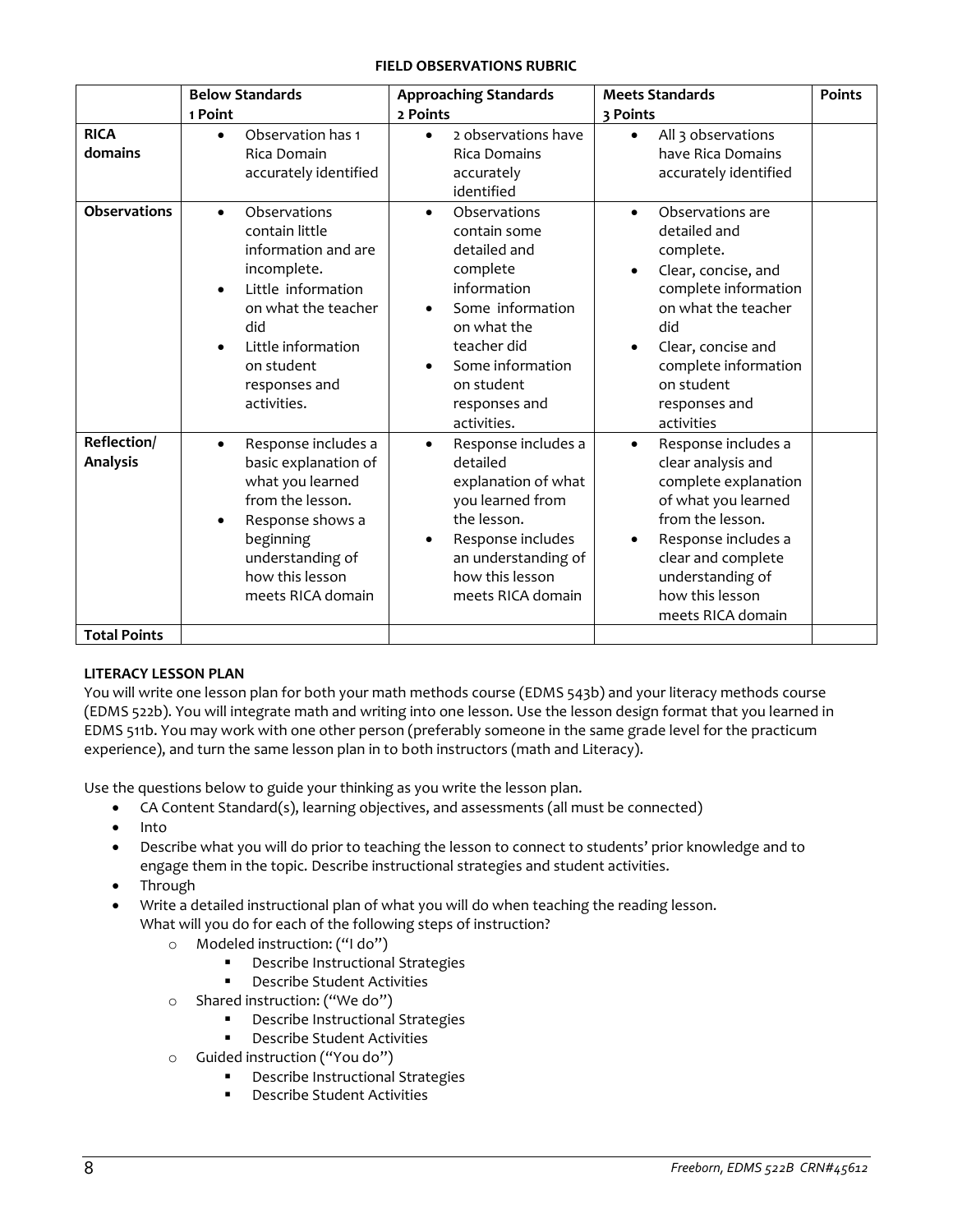**FIELD OBSERVATIONS RUBRIC**

| | Below Standards 1 Point | Approaching Standards 2 Points | Meets Standards 3 Points | Points |
|---|---|---|---|---|
| **RICA domains** | • Observation has 1 Rica Domain accurately identified | • 2 observations have Rica Domains accurately identified | • All 3 observations have Rica Domains accurately identified | |
| **Observations** | • Observations contain little information and are incomplete. • Little information on what the teacher did • Little information on student responses and activities. | • Observations contain some detailed and complete information • Some information on what the teacher did • Some information on student responses and activities. | • Observations are detailed and complete. • Clear, concise, and complete information on what the teacher did • Clear, concise and complete information on student responses and activities | |
| **Reflection/ Analysis** | • Response includes a basic explanation of what you learned from the lesson. • Response shows a beginning understanding of how this lesson meets RICA domain | • Response includes a detailed explanation of what you learned from the lesson. • Response includes an understanding of how this lesson meets RICA domain | • Response includes a clear analysis and complete explanation of what you learned from the lesson. • Response includes a clear and complete understanding of how this lesson meets RICA domain | |
| **Total Points** | | | | |

**LITERACY LESSON PLAN**

You will write one lesson plan for both your math methods course (EDMS 543b) and your literacy methods course (EDMS 522b). You will integrate math and writing into one lesson. Use the lesson design format that you learned in EDMS 511b. You may work with one other person (preferably someone in the same grade level for the practicum experience), and turn the same lesson plan in to both instructors (math and Literacy).

Use the questions below to guide your thinking as you write the lesson plan.

- CA Content Standard(s), learning objectives, and assessments (all must be connected)
- Into
- Describe what you will do prior to teaching the lesson to connect to students' prior knowledge and to engage them in the topic. Describe instructional strategies and student activities.
- Through
- Write a detailed instructional plan of what you will do when teaching the reading lesson. What will you do for each of the following steps of instruction?
  - Modeled instruction: ("I do")
    - Describe Instructional Strategies
    - Describe Student Activities
  - Shared instruction: ("We do")
    - Describe Instructional Strategies
    - Describe Student Activities
  - Guided instruction ("You do")
    - Describe Instructional Strategies
    - Describe Student Activities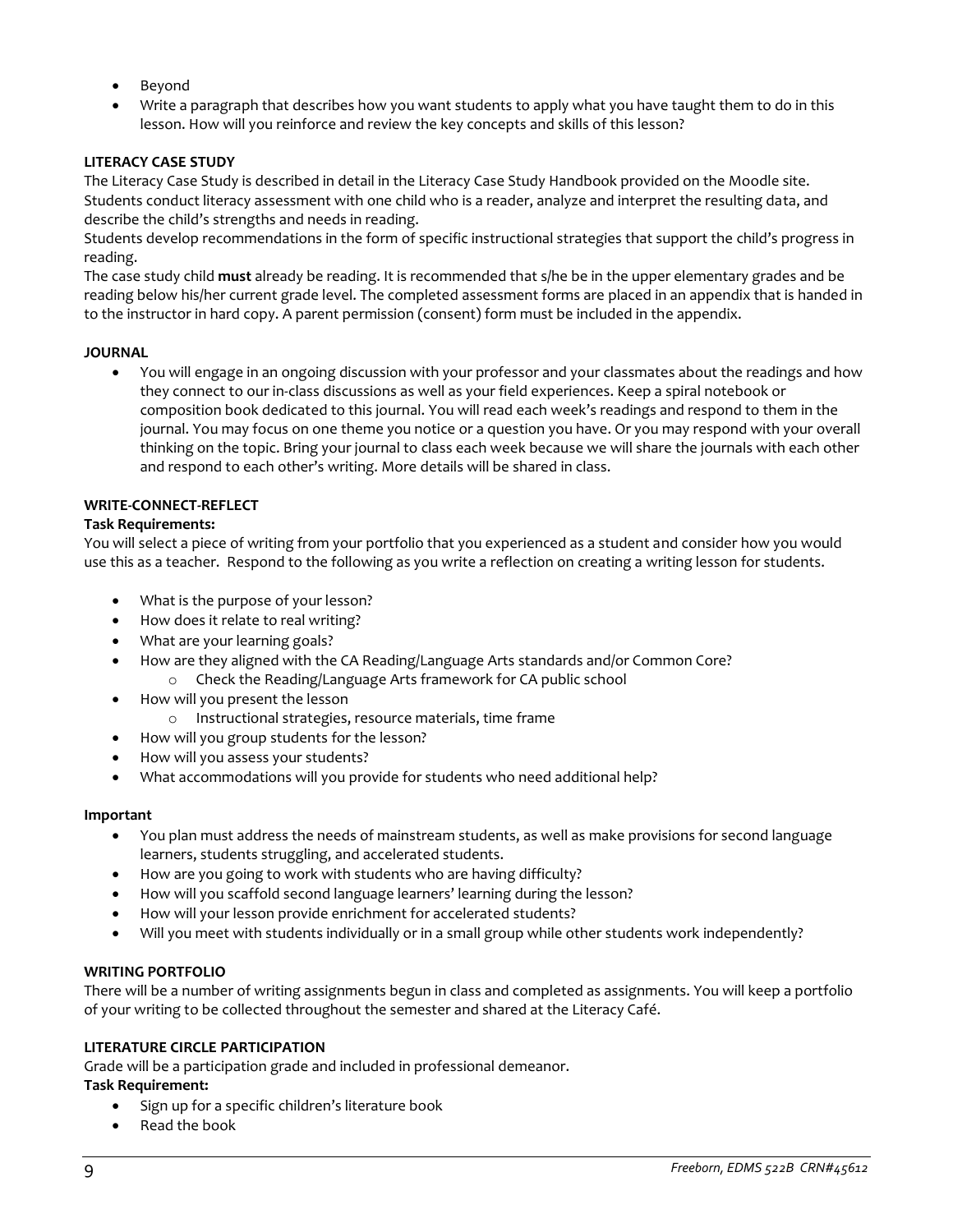- Beyond
- Write a paragraph that describes how you want students to apply what you have taught them to do in this lesson. How will you reinforce and review the key concepts and skills of this lesson?

**LITERACY CASE STUDY**

The Literacy Case Study is described in detail in the Literacy Case Study Handbook provided on the Moodle site. Students conduct literacy assessment with one child who is a reader, analyze and interpret the resulting data, and describe the child's strengths and needs in reading.

Students develop recommendations in the form of specific instructional strategies that support the child's progress in reading.

The case study child **must** already be reading. It is recommended that s/he be in the upper elementary grades and be reading below his/her current grade level. The completed assessment forms are placed in an appendix that is handed in to the instructor in hard copy. A parent permission (consent) form must be included in the appendix.

**JOURNAL**

- You will engage in an ongoing discussion with your professor and your classmates about the readings and how they connect to our in-class discussions as well as your field experiences. Keep a spiral notebook or composition book dedicated to this journal. You will read each week's readings and respond to them in the journal. You may focus on one theme you notice or a question you have. Or you may respond with your overall thinking on the topic. Bring your journal to class each week because we will share the journals with each other and respond to each other's writing. More details will be shared in class.

**WRITE-CONNECT-REFLECT**

**Task Requirements:**

You will select a piece of writing from your portfolio that you experienced as a student and consider how you would use this as a teacher. Respond to the following as you write a reflection on creating a writing lesson for students.

- What is the purpose of your lesson?
- How does it relate to real writing?
- What are your learning goals?
- How are they aligned with the CA Reading/Language Arts standards and/or Common Core?
  - Check the Reading/Language Arts framework for CA public school
- How will you present the lesson
  - Instructional strategies, resource materials, time frame
- How will you group students for the lesson?
- How will you assess your students?
- What accommodations will you provide for students who need additional help?

**Important**

- You plan must address the needs of mainstream students, as well as make provisions for second language learners, students struggling, and accelerated students.
- How are you going to work with students who are having difficulty?
- How will you scaffold second language learners' learning during the lesson?
- How will your lesson provide enrichment for accelerated students?
- Will you meet with students individually or in a small group while other students work independently?

**WRITING PORTFOLIO**

There will be a number of writing assignments begun in class and completed as assignments. You will keep a portfolio of your writing to be collected throughout the semester and shared at the Literacy Café.

**LITERATURE CIRCLE PARTICIPATION**

Grade will be a participation grade and included in professional demeanor.

**Task Requirement:**

- Sign up for a specific children's literature book
- Read the book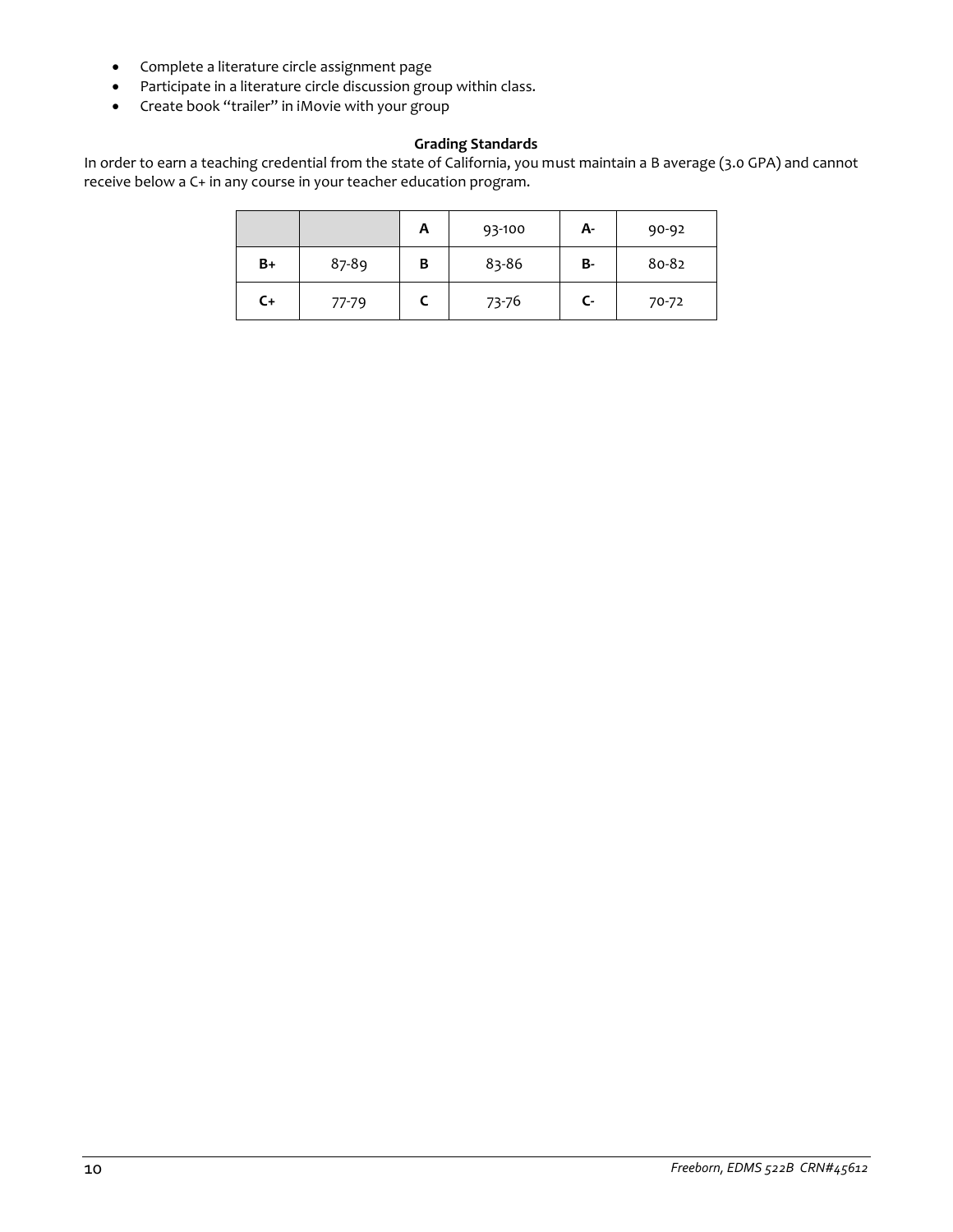- Complete a literature circle assignment page
- Participate in a literature circle discussion group within class.
- Create book "trailer" in iMovie with your group

**Grading Standards**

In order to earn a teaching credential from the state of California, you must maintain a B average (3.0 GPA) and cannot receive below a C+ in any course in your teacher education program.

| | | **A** | 93-100 | **A-** | 90-92 |
|---|---|---|---|---|---|
| **B+** | 87-89 | **B** | 83-86 | **B-** | 80-82 |
| **C+** | 77-79 | **C** | 73-76 | **C-** | 70-72 |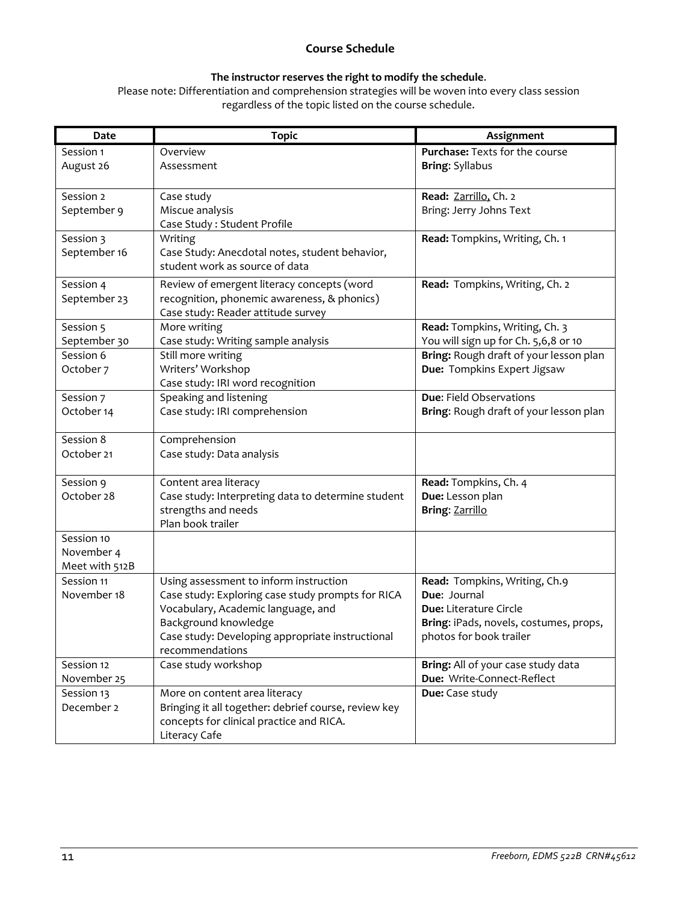## Course Schedule

**The instructor reserves the right to modify the schedule**.

Please note: Differentiation and comprehension strategies will be woven into every class session regardless of the topic listed on the course schedule.

| Date | Topic | Assignment |
|---|---|---|
| Session 1<br>August 26 | Overview<br>Assessment | **Purchase:** Texts for the course<br>**Bring**: Syllabus |
| Session 2<br>September 9 | Case study<br>Miscue analysis<br>Case Study : Student Profile | **Read:** Zarrillo, Ch. 2<br>Bring: Jerry Johns Text |
| Session 3<br>September 16 | Writing<br>Case Study: Anecdotal notes, student behavior, student work as source of data | **Read:** Tompkins, Writing, Ch. 1 |
| Session 4<br>September 23 | Review of emergent literacy concepts (word recognition, phonemic awareness, & phonics)<br>Case study: Reader attitude survey | **Read:** Tompkins, Writing, Ch. 2 |
| Session 5<br>September 30 | More writing<br>Case study: Writing sample analysis | **Read:** Tompkins, Writing, Ch. 3<br>You will sign up for Ch. 5,6,8 or 10 |
| Session 6<br>October 7 | Still more writing<br>Writers' Workshop<br>Case study: IRI word recognition | **Bring:** Rough draft of your lesson plan<br>**Due:** Tompkins Expert Jigsaw |
| Session 7<br>October 14 | Speaking and listening<br>Case study: IRI comprehension | **Due**: Field Observations<br>**Bring**: Rough draft of your lesson plan |
| Session 8<br>October 21 | Comprehension<br>Case study: Data analysis | |
| Session 9<br>October 28 | Content area literacy<br>Case study: Interpreting data to determine student strengths and needs<br>Plan book trailer | **Read:** Tompkins, Ch. 4<br>**Due:** Lesson plan<br>**Bring**: Zarrillo |
| Session 10<br>November 4<br>Meet with 512B | | |
| Session 11<br>November 18 | Using assessment to inform instruction<br>Case study: Exploring case study prompts for RICA Vocabulary, Academic language, and Background knowledge<br>Case study: Developing appropriate instructional recommendations | **Read:** Tompkins, Writing, Ch.9<br>**Due**: Journal<br>**Due:** Literature Circle<br>**Bring**: iPads, novels, costumes, props, photos for book trailer |
| Session 12<br>November 25 | Case study workshop | **Bring:** All of your case study data<br>**Due:** Write-Connect-Reflect |
| Session 13<br>December 2 | More on content area literacy<br>Bringing it all together: debrief course, review key concepts for clinical practice and RICA.<br>Literacy Cafe | **Due:** Case study |